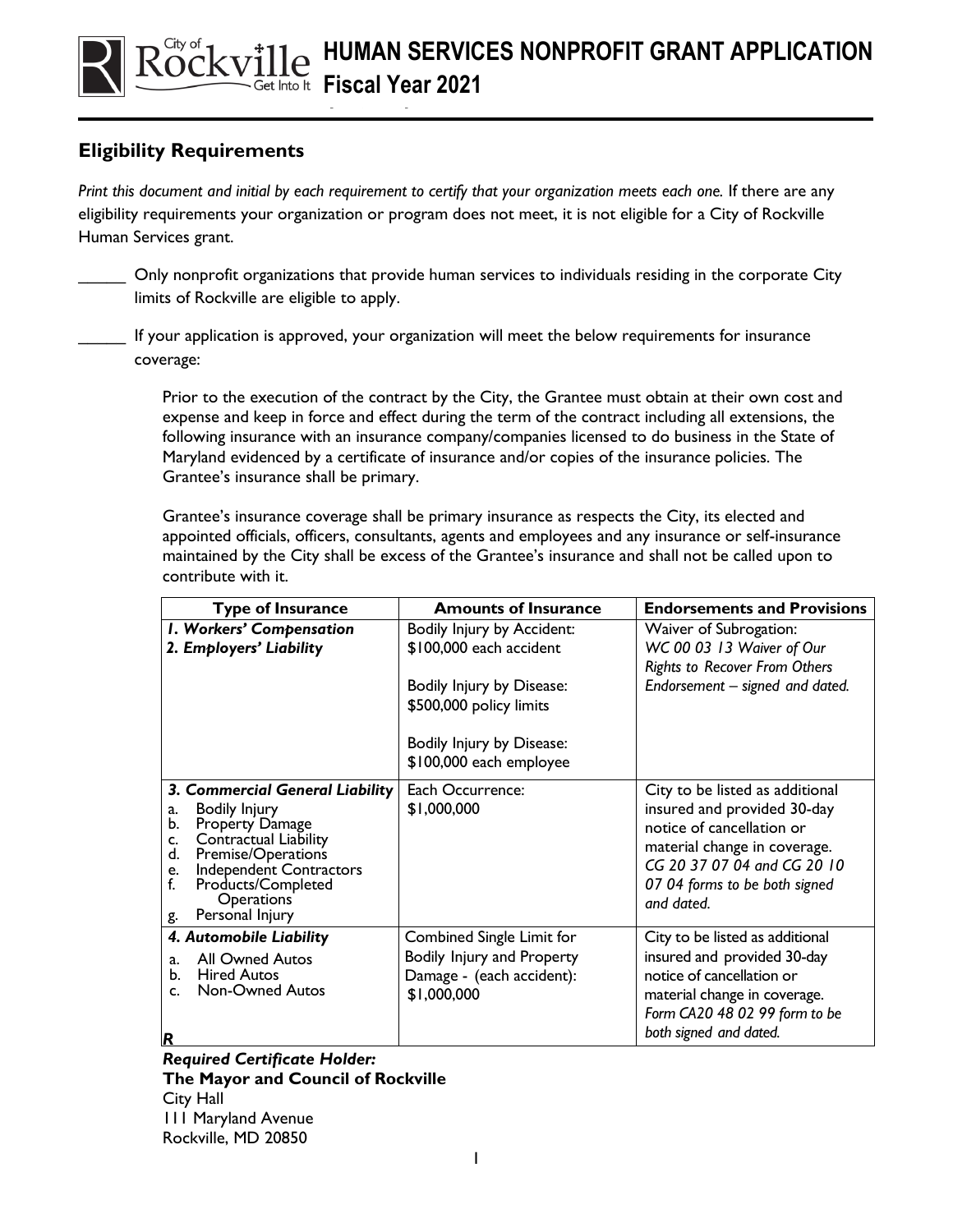# HUMAN SERVICES NONPROFIT GRANT APPLICATION
## Fiscal Year 2021

### Eligibility Requirements

*Print this document and initial by each requirement to certify that your organization meets each one.* If there are any eligibility requirements your organization or program does not meet, it is not eligible for a City of Rockville Human Services grant.

_____ Only nonprofit organizations that provide human services to individuals residing in the corporate City limits of Rockville are eligible to apply.

_____ If your application is approved, your organization will meet the below requirements for insurance coverage:

Prior to the execution of the contract by the City, the Grantee must obtain at their own cost and expense and keep in force and effect during the term of the contract including all extensions, the following insurance with an insurance company/companies licensed to do business in the State of Maryland evidenced by a certificate of insurance and/or copies of the insurance policies. The Grantee's insurance shall be primary.

Grantee's insurance coverage shall be primary insurance as respects the City, its elected and appointed officials, officers, consultants, agents and employees and any insurance or self-insurance maintained by the City shall be excess of the Grantee's insurance and shall not be called upon to contribute with it.

| Type of Insurance | Amounts of Insurance | Endorsements and Provisions |
|---|---|---|
| ***1. Workers' Compensation***<br>***2. Employers' Liability*** | Bodily Injury by Accident:<br>$100,000 each accident<br><br>Bodily Injury by Disease:<br>$500,000 policy limits<br><br>Bodily Injury by Disease:<br>$100,000 each employee | Waiver of Subrogation:<br>*WC 00 03 13 Waiver of Our Rights to Recover From Others Endorsement – signed and dated.* |
| ***3. Commercial General Liability***<br>a. Bodily Injury<br>b. Property Damage<br>c. Contractual Liability<br>d. Premise/Operations<br>e. Independent Contractors<br>f. Products/Completed Operations<br>g. Personal Injury | Each Occurrence:<br>$1,000,000 | City to be listed as additional insured and provided 30-day notice of cancellation or material change in coverage.<br>*CG 20 37 07 04 and CG 20 10 07 04 forms to be both signed and dated.* |
| ***4. Automobile Liability***<br>a. All Owned Autos<br>b. Hired Autos<br>c. Non-Owned Autos<br>***R*** | Combined Single Limit for Bodily Injury and Property Damage - (each accident):<br>$1,000,000 | City to be listed as additional insured and provided 30-day notice of cancellation or material change in coverage.<br>*Form CA20 48 02 99 form to be both signed and dated.* |

***Required Certificate Holder:***
**The Mayor and Council of Rockville**
City Hall
111 Maryland Avenue
Rockville, MD 20850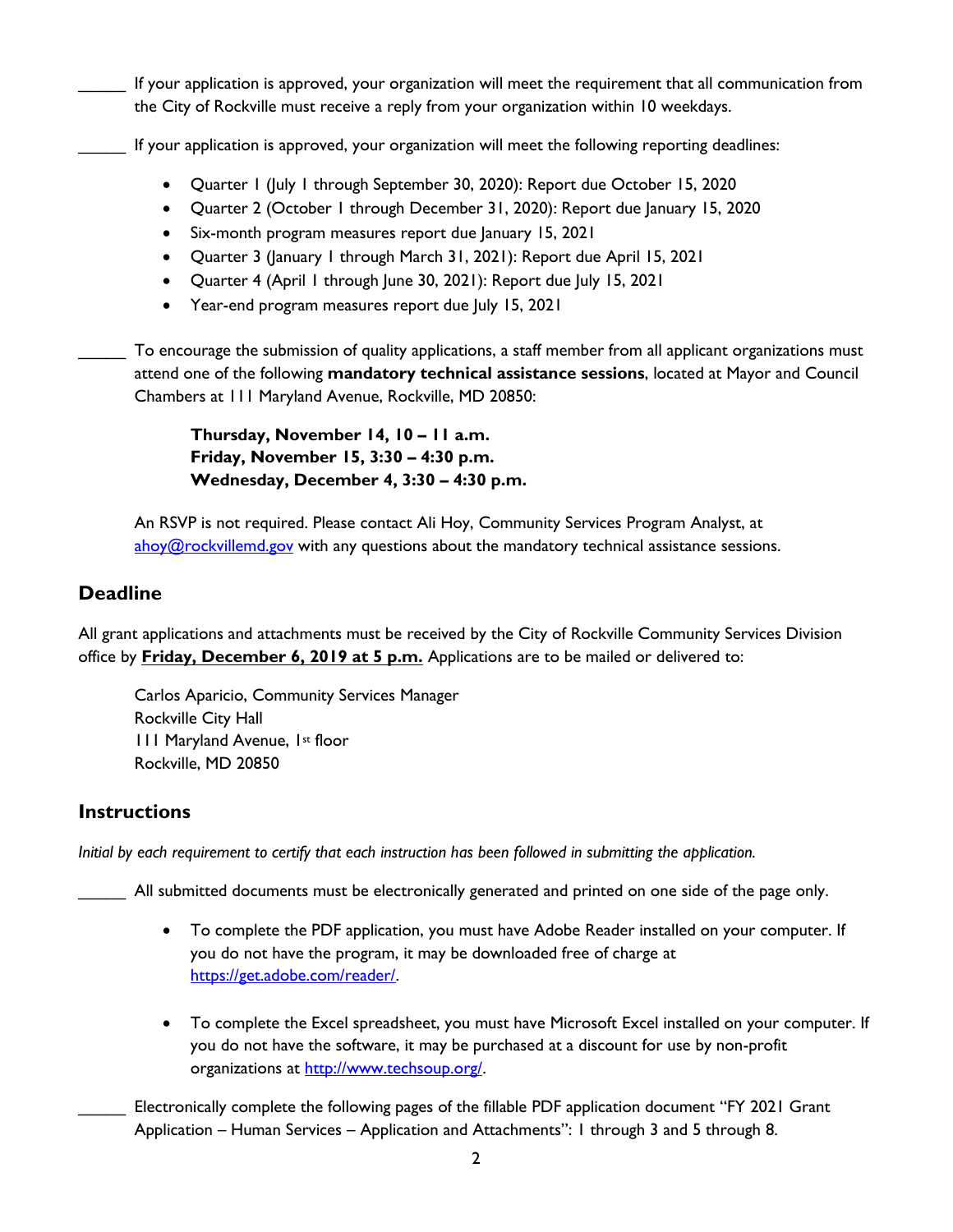_____ If your application is approved, your organization will meet the requirement that all communication from the City of Rockville must receive a reply from your organization within 10 weekdays.

_____ If your application is approved, your organization will meet the following reporting deadlines:

- Quarter 1 (July 1 through September 30, 2020): Report due October 15, 2020
- Quarter 2 (October 1 through December 31, 2020): Report due January 15, 2020
- Six-month program measures report due January 15, 2021
- Quarter 3 (January 1 through March 31, 2021): Report due April 15, 2021
- Quarter 4 (April 1 through June 30, 2021): Report due July 15, 2021
- Year-end program measures report due July 15, 2021

_____ To encourage the submission of quality applications, a staff member from all applicant organizations must attend one of the following **mandatory technical assistance sessions**, located at Mayor and Council Chambers at 111 Maryland Avenue, Rockville, MD 20850:

**Thursday, November 14, 10 – 11 a.m.**
**Friday, November 15, 3:30 – 4:30 p.m.**
**Wednesday, December 4, 3:30 – 4:30 p.m.**

An RSVP is not required. Please contact Ali Hoy, Community Services Program Analyst, at ahoy@rockvillemd.gov with any questions about the mandatory technical assistance sessions.

## Deadline

All grant applications and attachments must be received by the City of Rockville Community Services Division office by **Friday, December 6, 2019 at 5 p.m.** Applications are to be mailed or delivered to:

Carlos Aparicio, Community Services Manager
Rockville City Hall
111 Maryland Avenue, 1st floor
Rockville, MD 20850

## Instructions

*Initial by each requirement to certify that each instruction has been followed in submitting the application.*

_____ All submitted documents must be electronically generated and printed on one side of the page only.

- To complete the PDF application, you must have Adobe Reader installed on your computer. If you do not have the program, it may be downloaded free of charge at https://get.adobe.com/reader/.

- To complete the Excel spreadsheet, you must have Microsoft Excel installed on your computer. If you do not have the software, it may be purchased at a discount for use by non-profit organizations at http://www.techsoup.org/.

_____ Electronically complete the following pages of the fillable PDF application document "FY 2021 Grant Application – Human Services – Application and Attachments": 1 through 3 and 5 through 8.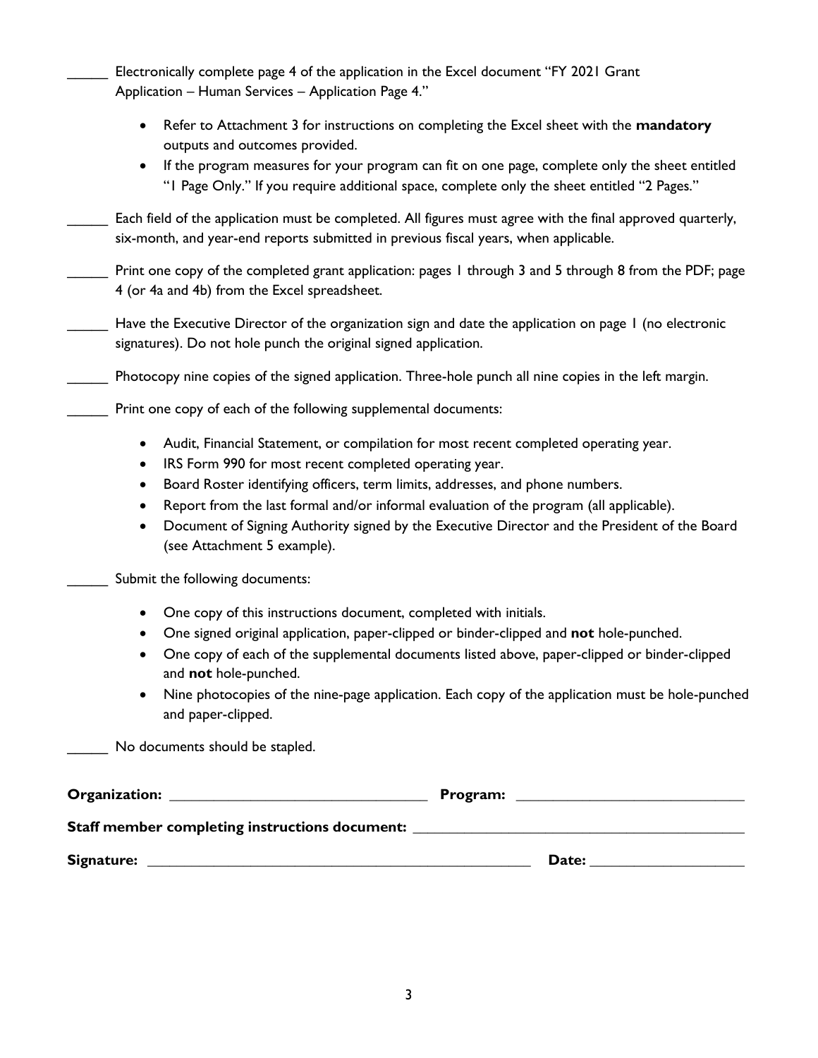_____ Electronically complete page 4 of the application in the Excel document "FY 2021 Grant Application – Human Services – Application Page 4."

- Refer to Attachment 3 for instructions on completing the Excel sheet with the **mandatory** outputs and outcomes provided.
- If the program measures for your program can fit on one page, complete only the sheet entitled "1 Page Only." If you require additional space, complete only the sheet entitled "2 Pages."

_____ Each field of the application must be completed. All figures must agree with the final approved quarterly, six-month, and year-end reports submitted in previous fiscal years, when applicable.

_____ Print one copy of the completed grant application: pages 1 through 3 and 5 through 8 from the PDF; page 4 (or 4a and 4b) from the Excel spreadsheet.

_____ Have the Executive Director of the organization sign and date the application on page 1 (no electronic signatures). Do not hole punch the original signed application.

_____ Photocopy nine copies of the signed application. Three-hole punch all nine copies in the left margin.

_____ Print one copy of each of the following supplemental documents:

- Audit, Financial Statement, or compilation for most recent completed operating year.
- IRS Form 990 for most recent completed operating year.
- Board Roster identifying officers, term limits, addresses, and phone numbers.
- Report from the last formal and/or informal evaluation of the program (all applicable).
- Document of Signing Authority signed by the Executive Director and the President of the Board (see Attachment 5 example).

_____ Submit the following documents:

- One copy of this instructions document, completed with initials.
- One signed original application, paper-clipped or binder-clipped and **not** hole-punched.
- One copy of each of the supplemental documents listed above, paper-clipped or binder-clipped and **not** hole-punched.
- Nine photocopies of the nine-page application. Each copy of the application must be hole-punched and paper-clipped.

_____ No documents should be stapled.

**Organization:** ________________________________ **Program:** ____________________________

**Staff member completing instructions document:** ________________________________________

**Signature:** ________________________________________________ **Date:** ___________________